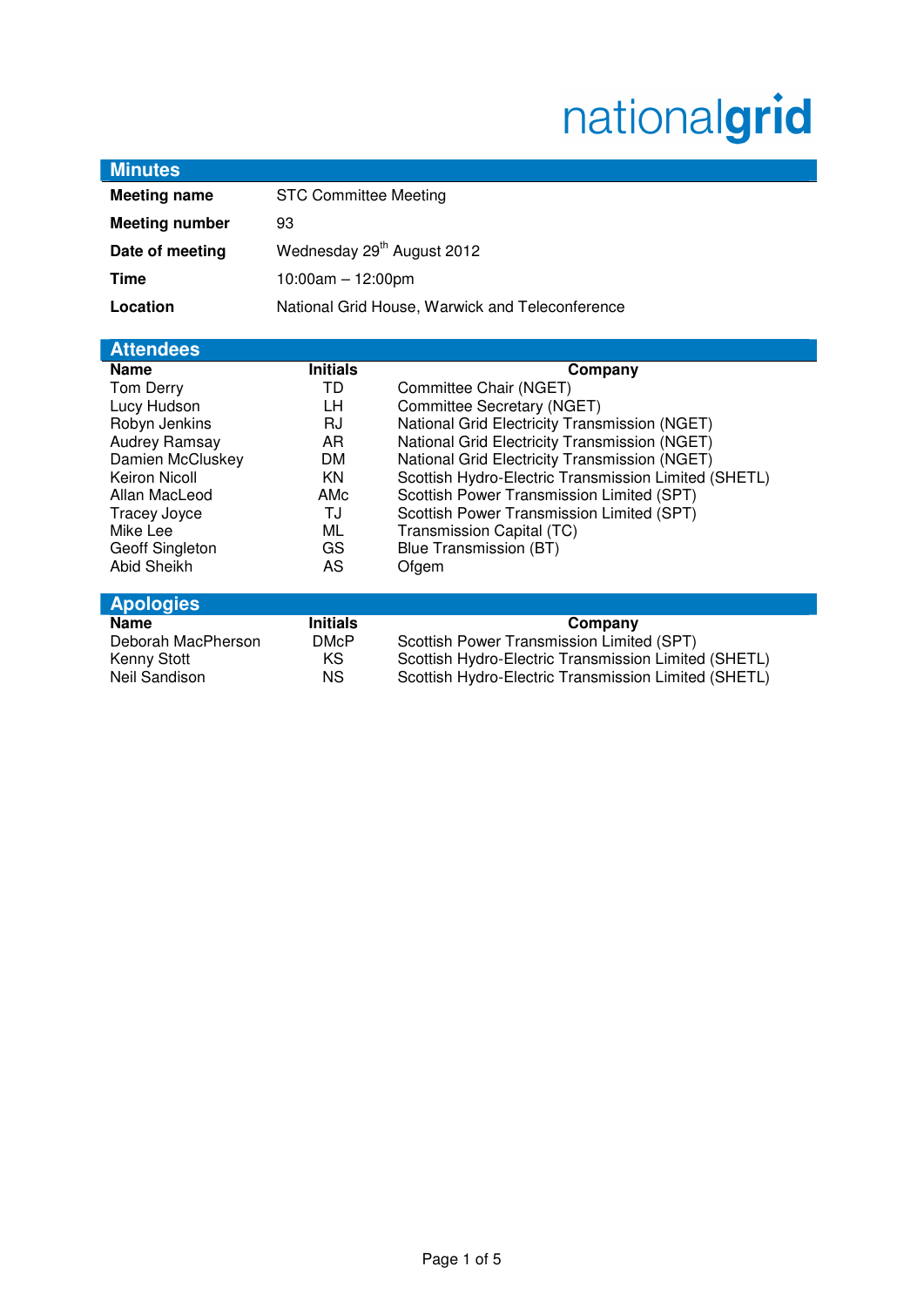nationalgrid

## Minutes

| | |
|---|---|
| **Meeting name** | STC Committee Meeting |
| **Meeting number** | 93 |
| **Date of meeting** | Wednesday 29th August 2012 |
| **Time** | 10:00am – 12:00pm |
| **Location** | National Grid House, Warwick and Teleconference |

## Attendees

| Name | Initials | Company |
|---|---|---|
| Tom Derry | TD | Committee Chair (NGET) |
| Lucy Hudson | LH | Committee Secretary (NGET) |
| Robyn Jenkins | RJ | National Grid Electricity Transmission (NGET) |
| Audrey Ramsay | AR | National Grid Electricity Transmission (NGET) |
| Damien McCluskey | DM | National Grid Electricity Transmission (NGET) |
| Keiron Nicoll | KN | Scottish Hydro-Electric Transmission Limited (SHETL) |
| Allan MacLeod | AMc | Scottish Power Transmission Limited (SPT) |
| Tracey Joyce | TJ | Scottish Power Transmission Limited (SPT) |
| Mike Lee | ML | Transmission Capital (TC) |
| Geoff Singleton | GS | Blue Transmission (BT) |
| Abid Sheikh | AS | Ofgem |

## Apologies

| Name | Initials | Company |
|---|---|---|
| Deborah MacPherson | DMcP | Scottish Power Transmission Limited (SPT) |
| Kenny Stott | KS | Scottish Hydro-Electric Transmission Limited (SHETL) |
| Neil Sandison | NS | Scottish Hydro-Electric Transmission Limited (SHETL) |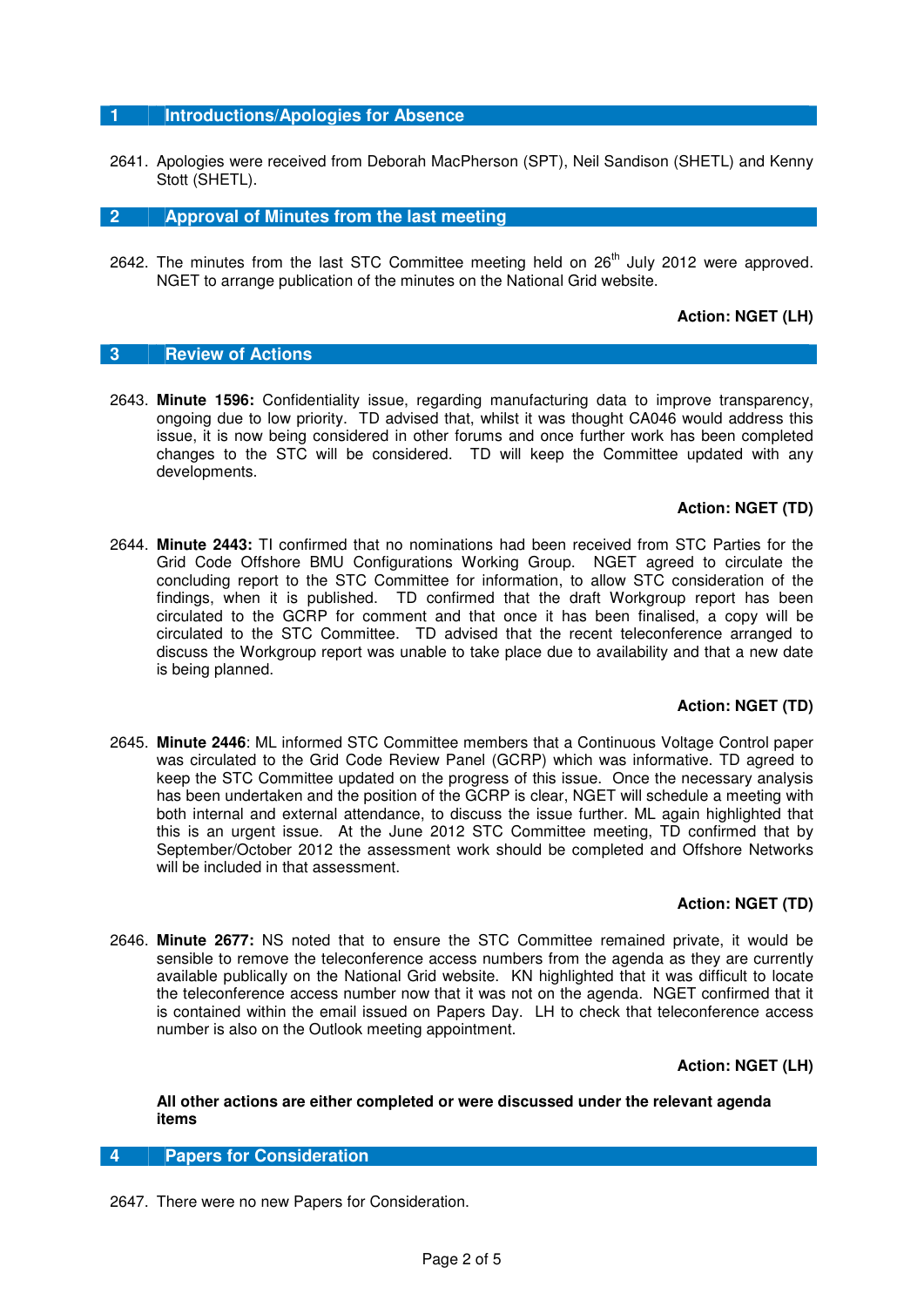## 1 Introductions/Apologies for Absence

2641. Apologies were received from Deborah MacPherson (SPT), Neil Sandison (SHETL) and Kenny Stott (SHETL).

## 2 Approval of Minutes from the last meeting

2642. The minutes from the last STC Committee meeting held on 26th July 2012 were approved. NGET to arrange publication of the minutes on the National Grid website.

**Action: NGET (LH)**

## 3 Review of Actions

2643. **Minute 1596:** Confidentiality issue, regarding manufacturing data to improve transparency, ongoing due to low priority. TD advised that, whilst it was thought CA046 would address this issue, it is now being considered in other forums and once further work has been completed changes to the STC will be considered. TD will keep the Committee updated with any developments.

**Action: NGET (TD)**

2644. **Minute 2443:** TI confirmed that no nominations had been received from STC Parties for the Grid Code Offshore BMU Configurations Working Group. NGET agreed to circulate the concluding report to the STC Committee for information, to allow STC consideration of the findings, when it is published. TD confirmed that the draft Workgroup report has been circulated to the GCRP for comment and that once it has been finalised, a copy will be circulated to the STC Committee. TD advised that the recent teleconference arranged to discuss the Workgroup report was unable to take place due to availability and that a new date is being planned.

**Action: NGET (TD)**

2645. **Minute 2446**: ML informed STC Committee members that a Continuous Voltage Control paper was circulated to the Grid Code Review Panel (GCRP) which was informative. TD agreed to keep the STC Committee updated on the progress of this issue. Once the necessary analysis has been undertaken and the position of the GCRP is clear, NGET will schedule a meeting with both internal and external attendance, to discuss the issue further. ML again highlighted that this is an urgent issue. At the June 2012 STC Committee meeting, TD confirmed that by September/October 2012 the assessment work should be completed and Offshore Networks will be included in that assessment.

**Action: NGET (TD)**

2646. **Minute 2677:** NS noted that to ensure the STC Committee remained private, it would be sensible to remove the teleconference access numbers from the agenda as they are currently available publically on the National Grid website. KN highlighted that it was difficult to locate the teleconference access number now that it was not on the agenda. NGET confirmed that it is contained within the email issued on Papers Day. LH to check that teleconference access number is also on the Outlook meeting appointment.

**Action: NGET (LH)**

**All other actions are either completed or were discussed under the relevant agenda items**

## 4 Papers for Consideration

2647. There were no new Papers for Consideration.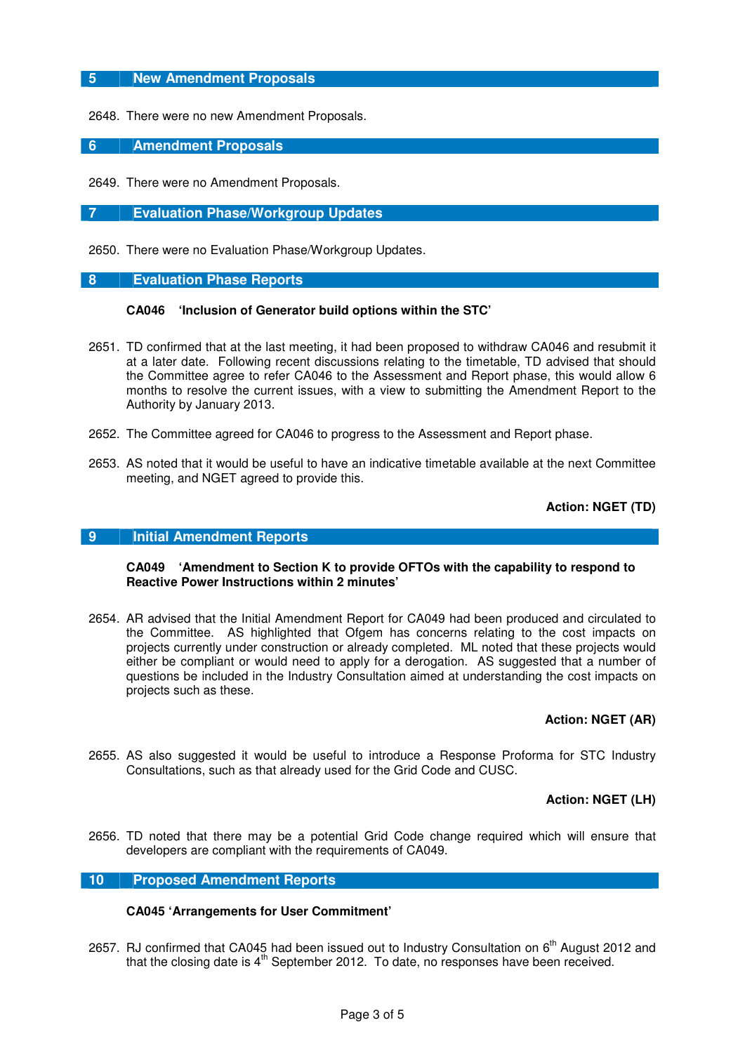## 5 New Amendment Proposals

2648. There were no new Amendment Proposals.

## 6 Amendment Proposals

2649. There were no Amendment Proposals.

## 7 Evaluation Phase/Workgroup Updates

2650. There were no Evaluation Phase/Workgroup Updates.

## 8 Evaluation Phase Reports

**CA046 'Inclusion of Generator build options within the STC'**

2651. TD confirmed that at the last meeting, it had been proposed to withdraw CA046 and resubmit it at a later date. Following recent discussions relating to the timetable, TD advised that should the Committee agree to refer CA046 to the Assessment and Report phase, this would allow 6 months to resolve the current issues, with a view to submitting the Amendment Report to the Authority by January 2013.

2652. The Committee agreed for CA046 to progress to the Assessment and Report phase.

2653. AS noted that it would be useful to have an indicative timetable available at the next Committee meeting, and NGET agreed to provide this.

**Action: NGET (TD)**

## 9 Initial Amendment Reports

**CA049 'Amendment to Section K to provide OFTOs with the capability to respond to Reactive Power Instructions within 2 minutes'**

2654. AR advised that the Initial Amendment Report for CA049 had been produced and circulated to the Committee. AS highlighted that Ofgem has concerns relating to the cost impacts on projects currently under construction or already completed. ML noted that these projects would either be compliant or would need to apply for a derogation. AS suggested that a number of questions be included in the Industry Consultation aimed at understanding the cost impacts on projects such as these.

**Action: NGET (AR)**

2655. AS also suggested it would be useful to introduce a Response Proforma for STC Industry Consultations, such as that already used for the Grid Code and CUSC.

**Action: NGET (LH)**

2656. TD noted that there may be a potential Grid Code change required which will ensure that developers are compliant with the requirements of CA049.

## 10 Proposed Amendment Reports

**CA045 'Arrangements for User Commitment'**

2657. RJ confirmed that CA045 had been issued out to Industry Consultation on 6th August 2012 and that the closing date is 4th September 2012. To date, no responses have been received.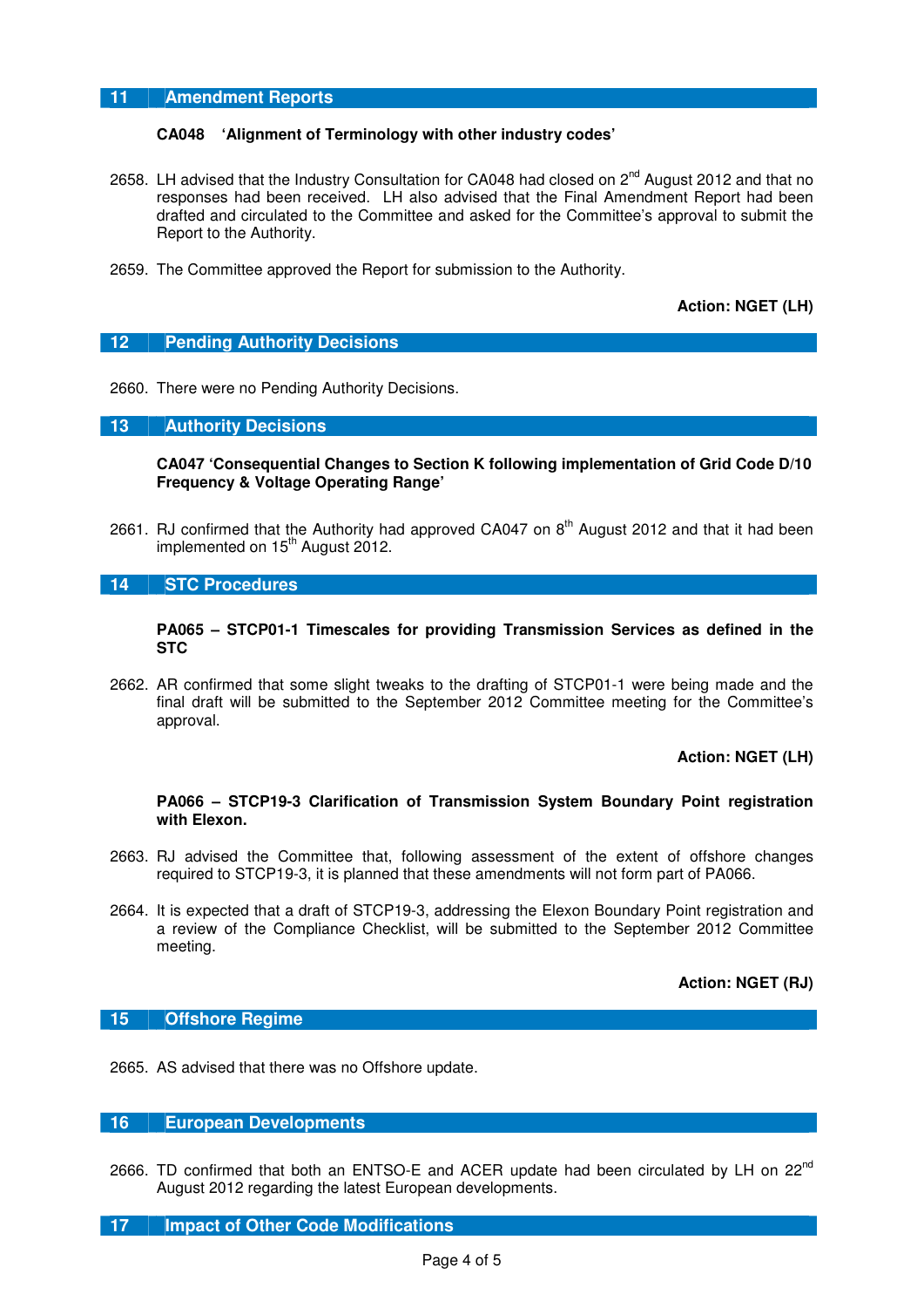## 11 Amendment Reports

**CA048 'Alignment of Terminology with other industry codes'**

2658. LH advised that the Industry Consultation for CA048 had closed on 2nd August 2012 and that no responses had been received. LH also advised that the Final Amendment Report had been drafted and circulated to the Committee and asked for the Committee's approval to submit the Report to the Authority.

2659. The Committee approved the Report for submission to the Authority.

**Action: NGET (LH)**

## 12 Pending Authority Decisions

2660. There were no Pending Authority Decisions.

## 13 Authority Decisions

**CA047 'Consequential Changes to Section K following implementation of Grid Code D/10 Frequency & Voltage Operating Range'**

2661. RJ confirmed that the Authority had approved CA047 on 8th August 2012 and that it had been implemented on 15th August 2012.

## 14 STC Procedures

**PA065 – STCP01-1 Timescales for providing Transmission Services as defined in the STC**

2662. AR confirmed that some slight tweaks to the drafting of STCP01-1 were being made and the final draft will be submitted to the September 2012 Committee meeting for the Committee's approval.

**Action: NGET (LH)**

**PA066 – STCP19-3 Clarification of Transmission System Boundary Point registration with Elexon.**

2663. RJ advised the Committee that, following assessment of the extent of offshore changes required to STCP19-3, it is planned that these amendments will not form part of PA066.

2664. It is expected that a draft of STCP19-3, addressing the Elexon Boundary Point registration and a review of the Compliance Checklist, will be submitted to the September 2012 Committee meeting.

**Action: NGET (RJ)**

## 15 Offshore Regime

2665. AS advised that there was no Offshore update.

## 16 European Developments

2666. TD confirmed that both an ENTSO-E and ACER update had been circulated by LH on 22nd August 2012 regarding the latest European developments.

## 17 Impact of Other Code Modifications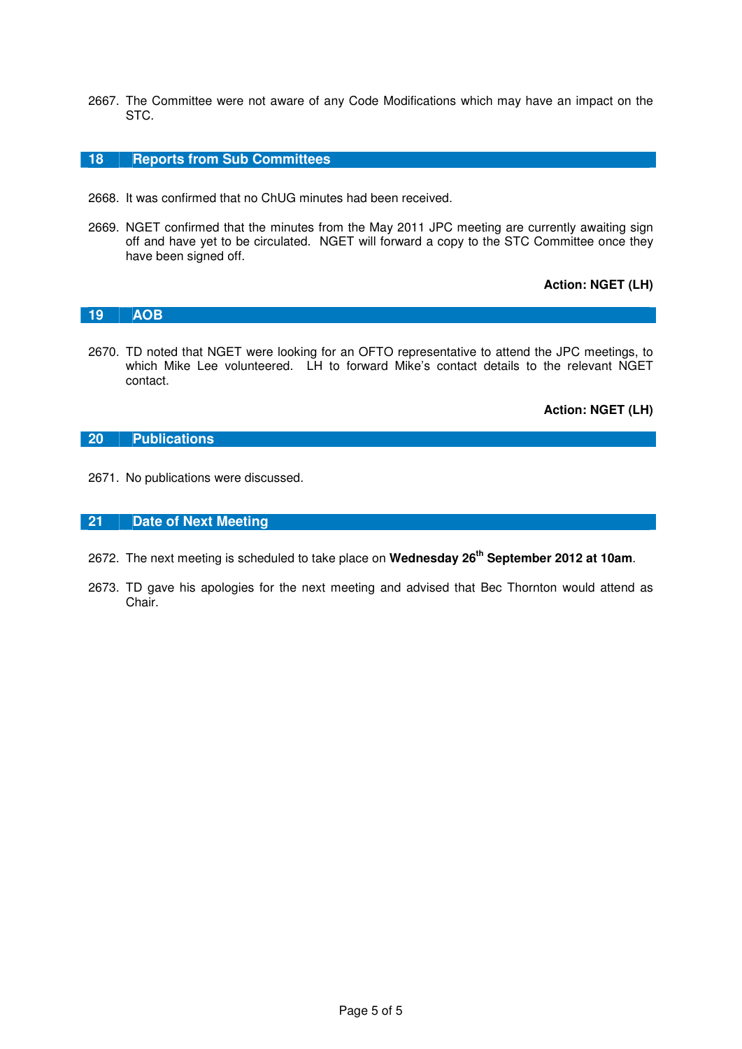2667. The Committee were not aware of any Code Modifications which may have an impact on the STC.

## 18 Reports from Sub Committees

2668. It was confirmed that no ChUG minutes had been received.

2669. NGET confirmed that the minutes from the May 2011 JPC meeting are currently awaiting sign off and have yet to be circulated. NGET will forward a copy to the STC Committee once they have been signed off.

**Action: NGET (LH)**

## 19 AOB

2670. TD noted that NGET were looking for an OFTO representative to attend the JPC meetings, to which Mike Lee volunteered. LH to forward Mike's contact details to the relevant NGET contact.

**Action: NGET (LH)**

## 20 Publications

2671. No publications were discussed.

## 21 Date of Next Meeting

2672. The next meeting is scheduled to take place on **Wednesday 26th September 2012 at 10am**.

2673. TD gave his apologies for the next meeting and advised that Bec Thornton would attend as Chair.